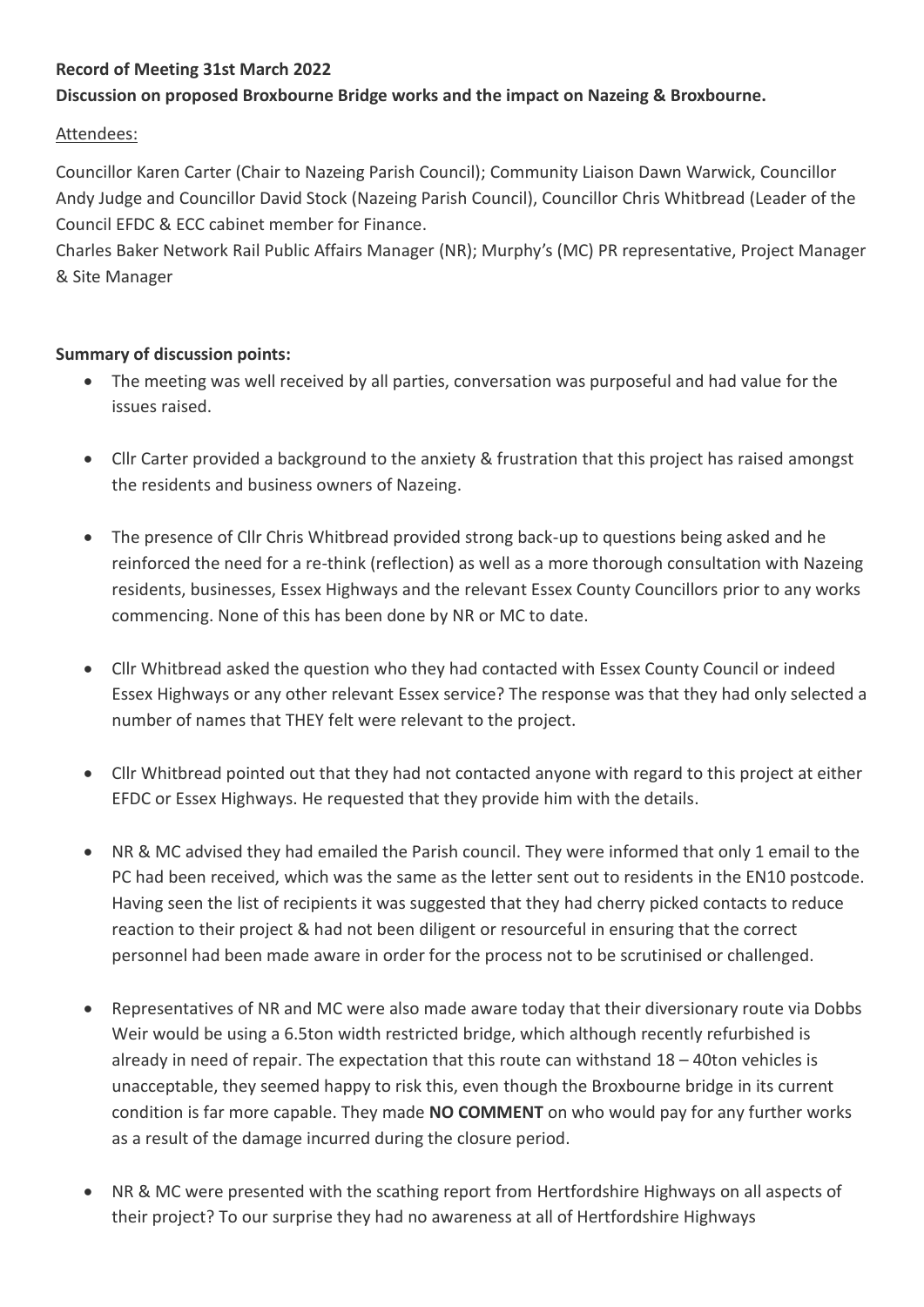**Record of Meeting 31st March 2022**

**Discussion on proposed Broxbourne Bridge works and the impact on Nazeing & Broxbourne.**

Attendees:

Councillor Karen Carter (Chair to Nazeing Parish Council); Community Liaison Dawn Warwick, Councillor Andy Judge and Councillor David Stock (Nazeing Parish Council), Councillor Chris Whitbread (Leader of the Council EFDC & ECC cabinet member for Finance.

Charles Baker Network Rail Public Affairs Manager (NR); Murphy's (MC) PR representative, Project Manager & Site Manager

**Summary of discussion points:**

- The meeting was well received by all parties, conversation was purposeful and had value for the issues raised.
- Cllr Carter provided a background to the anxiety & frustration that this project has raised amongst the residents and business owners of Nazeing.
- The presence of Cllr Chris Whitbread provided strong back-up to questions being asked and he reinforced the need for a re-think (reflection) as well as a more thorough consultation with Nazeing residents, businesses, Essex Highways and the relevant Essex County Councillors prior to any works commencing. None of this has been done by NR or MC to date.
- Cllr Whitbread asked the question who they had contacted with Essex County Council or indeed Essex Highways or any other relevant Essex service? The response was that they had only selected a number of names that THEY felt were relevant to the project.
- Cllr Whitbread pointed out that they had not contacted anyone with regard to this project at either EFDC or Essex Highways. He requested that they provide him with the details.
- NR & MC advised they had emailed the Parish council. They were informed that only 1 email to the PC had been received, which was the same as the letter sent out to residents in the EN10 postcode. Having seen the list of recipients it was suggested that they had cherry picked contacts to reduce reaction to their project & had not been diligent or resourceful in ensuring that the correct personnel had been made aware in order for the process not to be scrutinised or challenged.
- Representatives of NR and MC were also made aware today that their diversionary route via Dobbs Weir would be using a 6.5ton width restricted bridge, which although recently refurbished is already in need of repair. The expectation that this route can withstand 18 – 40ton vehicles is unacceptable, they seemed happy to risk this, even though the Broxbourne bridge in its current condition is far more capable. They made **NO COMMENT** on who would pay for any further works as a result of the damage incurred during the closure period.
- NR & MC were presented with the scathing report from Hertfordshire Highways on all aspects of their project? To our surprise they had no awareness at all of Hertfordshire Highways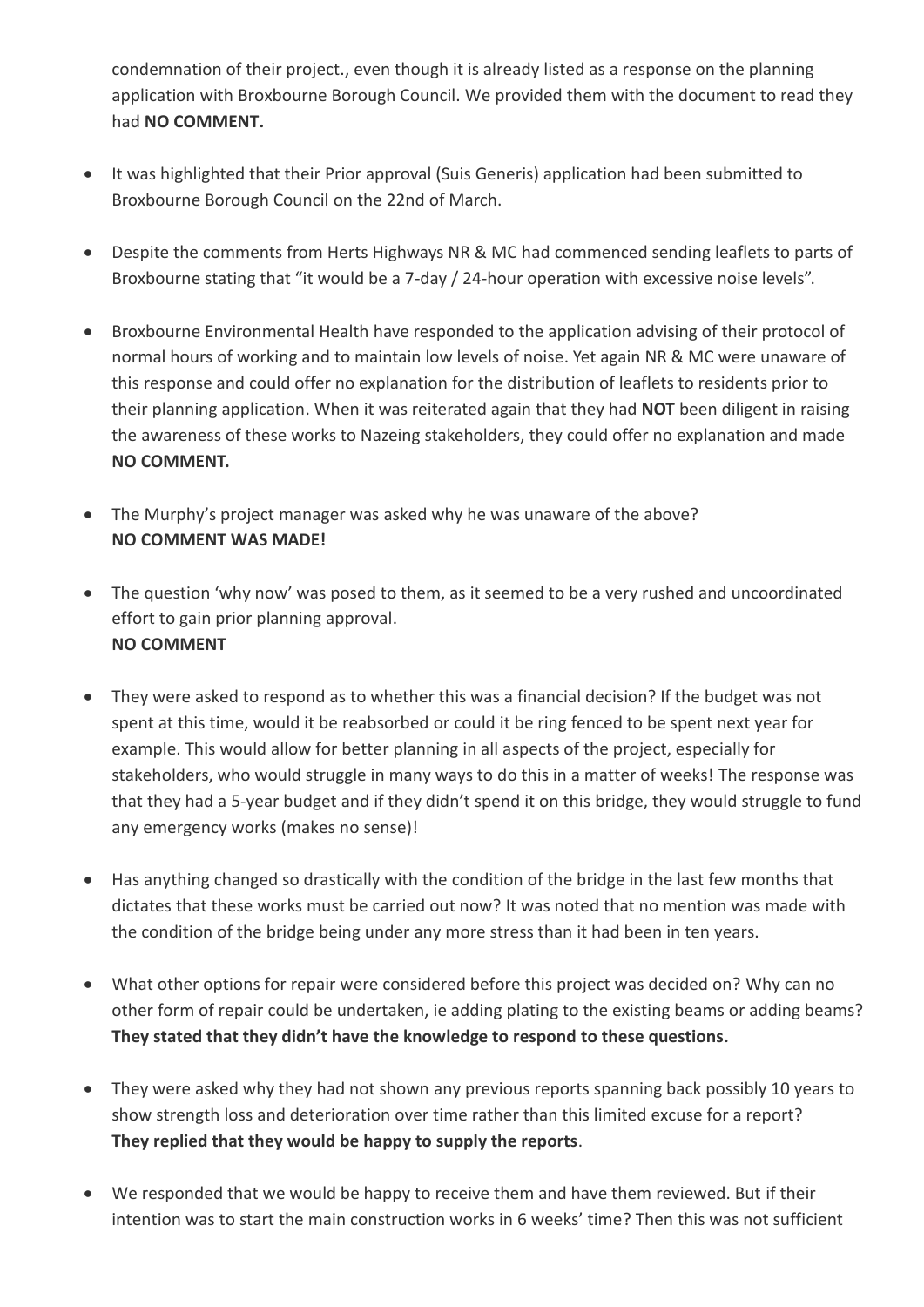condemnation of their project., even though it is already listed as a response on the planning application with Broxbourne Borough Council. We provided them with the document to read they had **NO COMMENT.**

- It was highlighted that their Prior approval (Suis Generis) application had been submitted to Broxbourne Borough Council on the 22nd of March.
- Despite the comments from Herts Highways NR & MC had commenced sending leaflets to parts of Broxbourne stating that "it would be a 7-day / 24-hour operation with excessive noise levels".
- Broxbourne Environmental Health have responded to the application advising of their protocol of normal hours of working and to maintain low levels of noise. Yet again NR & MC were unaware of this response and could offer no explanation for the distribution of leaflets to residents prior to their planning application. When it was reiterated again that they had **NOT** been diligent in raising the awareness of these works to Nazeing stakeholders, they could offer no explanation and made **NO COMMENT.**
- The Murphy's project manager was asked why he was unaware of the above? **NO COMMENT WAS MADE!**
- The question 'why now' was posed to them, as it seemed to be a very rushed and uncoordinated effort to gain prior planning approval. **NO COMMENT**
- They were asked to respond as to whether this was a financial decision? If the budget was not spent at this time, would it be reabsorbed or could it be ring fenced to be spent next year for example. This would allow for better planning in all aspects of the project, especially for stakeholders, who would struggle in many ways to do this in a matter of weeks! The response was that they had a 5-year budget and if they didn't spend it on this bridge, they would struggle to fund any emergency works (makes no sense)!
- Has anything changed so drastically with the condition of the bridge in the last few months that dictates that these works must be carried out now? It was noted that no mention was made with the condition of the bridge being under any more stress than it had been in ten years.
- What other options for repair were considered before this project was decided on? Why can no other form of repair could be undertaken, ie adding plating to the existing beams or adding beams? **They stated that they didn't have the knowledge to respond to these questions.**
- They were asked why they had not shown any previous reports spanning back possibly 10 years to show strength loss and deterioration over time rather than this limited excuse for a report? **They replied that they would be happy to supply the reports**.
- We responded that we would be happy to receive them and have them reviewed. But if their intention was to start the main construction works in 6 weeks' time? Then this was not sufficient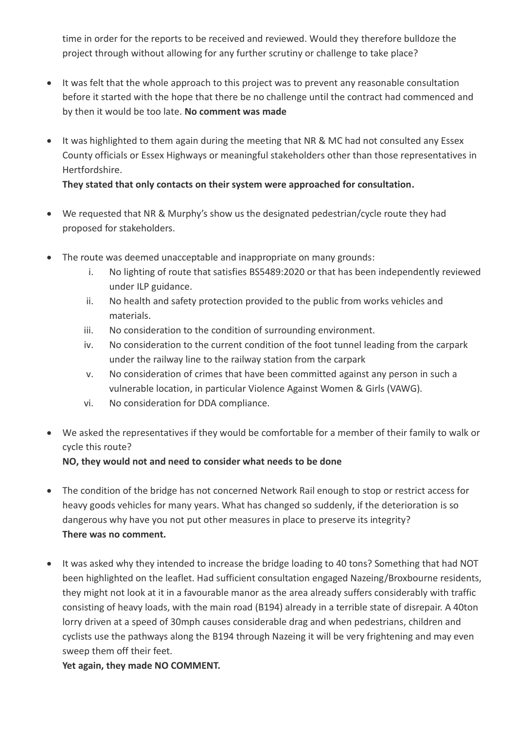time in order for the reports to be received and reviewed. Would they therefore bulldoze the project through without allowing for any further scrutiny or challenge to take place?

- It was felt that the whole approach to this project was to prevent any reasonable consultation before it started with the hope that there be no challenge until the contract had commenced and by then it would be too late. **No comment was made**

- It was highlighted to them again during the meeting that NR & MC had not consulted any Essex County officials or Essex Highways or meaningful stakeholders other than those representatives in Hertfordshire.
  **They stated that only contacts on their system were approached for consultation.**

- We requested that NR & Murphy's show us the designated pedestrian/cycle route they had proposed for stakeholders.

- The route was deemed unacceptable and inappropriate on many grounds:
  i. No lighting of route that satisfies BS5489:2020 or that has been independently reviewed under ILP guidance.
  ii. No health and safety protection provided to the public from works vehicles and materials.
  iii. No consideration to the condition of surrounding environment.
  iv. No consideration to the current condition of the foot tunnel leading from the carpark under the railway line to the railway station from the carpark
  v. No consideration of crimes that have been committed against any person in such a vulnerable location, in particular Violence Against Women & Girls (VAWG).
  vi. No consideration for DDA compliance.

- We asked the representatives if they would be comfortable for a member of their family to walk or cycle this route?
  **NO, they would not and need to consider what needs to be done**

- The condition of the bridge has not concerned Network Rail enough to stop or restrict access for heavy goods vehicles for many years. What has changed so suddenly, if the deterioration is so dangerous why have you not put other measures in place to preserve its integrity?
  **There was no comment.**

- It was asked why they intended to increase the bridge loading to 40 tons? Something that had NOT been highlighted on the leaflet. Had sufficient consultation engaged Nazeing/Broxbourne residents, they might not look at it in a favourable manor as the area already suffers considerably with traffic consisting of heavy loads, with the main road (B194) already in a terrible state of disrepair. A 40ton lorry driven at a speed of 30mph causes considerable drag and when pedestrians, children and cyclists use the pathways along the B194 through Nazeing it will be very frightening and may even sweep them off their feet.
  **Yet again, they made NO COMMENT.**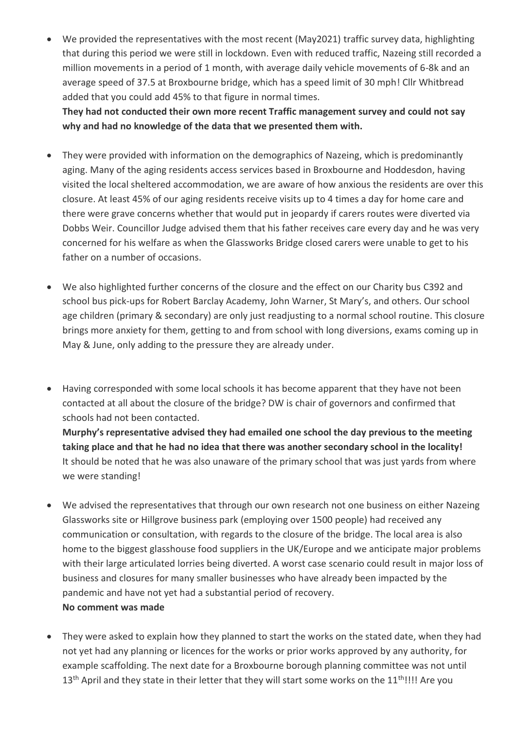- We provided the representatives with the most recent (May2021) traffic survey data, highlighting that during this period we were still in lockdown. Even with reduced traffic, Nazeing still recorded a million movements in a period of 1 month, with average daily vehicle movements of 6-8k and an average speed of 37.5 at Broxbourne bridge, which has a speed limit of 30 mph! Cllr Whitbread added that you could add 45% to that figure in normal times.
  **They had not conducted their own more recent Traffic management survey and could not say why and had no knowledge of the data that we presented them with.**

- They were provided with information on the demographics of Nazeing, which is predominantly aging. Many of the aging residents access services based in Broxbourne and Hoddesdon, having visited the local sheltered accommodation, we are aware of how anxious the residents are over this closure. At least 45% of our aging residents receive visits up to 4 times a day for home care and there were grave concerns whether that would put in jeopardy if carers routes were diverted via Dobbs Weir. Councillor Judge advised them that his father receives care every day and he was very concerned for his welfare as when the Glassworks Bridge closed carers were unable to get to his father on a number of occasions.

- We also highlighted further concerns of the closure and the effect on our Charity bus C392 and school bus pick-ups for Robert Barclay Academy, John Warner, St Mary's, and others. Our school age children (primary & secondary) are only just readjusting to a normal school routine. This closure brings more anxiety for them, getting to and from school with long diversions, exams coming up in May & June, only adding to the pressure they are already under.

- Having corresponded with some local schools it has become apparent that they have not been contacted at all about the closure of the bridge? DW is chair of governors and confirmed that schools had not been contacted.
  **Murphy's representative advised they had emailed one school the day previous to the meeting taking place and that he had no idea that there was another secondary school in the locality!**
  It should be noted that he was also unaware of the primary school that was just yards from where we were standing!

- We advised the representatives that through our own research not one business on either Nazeing Glassworks site or Hillgrove business park (employing over 1500 people) had received any communication or consultation, with regards to the closure of the bridge. The local area is also home to the biggest glasshouse food suppliers in the UK/Europe and we anticipate major problems with their large articulated lorries being diverted. A worst case scenario could result in major loss of business and closures for many smaller businesses who have already been impacted by the pandemic and have not yet had a substantial period of recovery.
  **No comment was made**

- They were asked to explain how they planned to start the works on the stated date, when they had not yet had any planning or licences for the works or prior works approved by any authority, for example scaffolding. The next date for a Broxbourne borough planning committee was not until 13th April and they state in their letter that they will start some works on the 11th!!!! Are you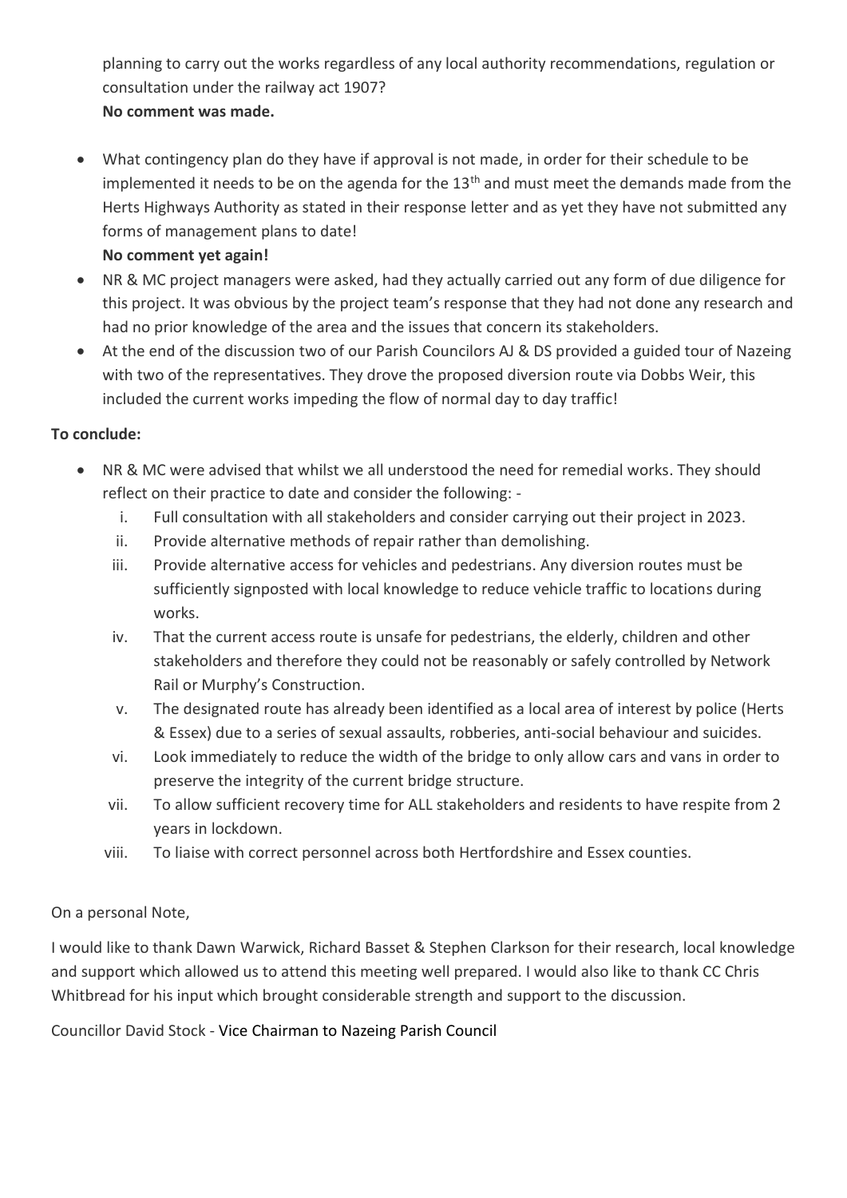planning to carry out the works regardless of any local authority recommendations, regulation or consultation under the railway act 1907?
**No comment was made.**

- What contingency plan do they have if approval is not made, in order for their schedule to be implemented it needs to be on the agenda for the 13th and must meet the demands made from the Herts Highways Authority as stated in their response letter and as yet they have not submitted any forms of management plans to date!
**No comment yet again!**
- NR & MC project managers were asked, had they actually carried out any form of due diligence for this project. It was obvious by the project team's response that they had not done any research and had no prior knowledge of the area and the issues that concern its stakeholders.
- At the end of the discussion two of our Parish Councilors AJ & DS provided a guided tour of Nazeing with two of the representatives. They drove the proposed diversion route via Dobbs Weir, this included the current works impeding the flow of normal day to day traffic!

**To conclude:**

- NR & MC were advised that whilst we all understood the need for remedial works. They should reflect on their practice to date and consider the following: -
    i. Full consultation with all stakeholders and consider carrying out their project in 2023.
    ii. Provide alternative methods of repair rather than demolishing.
    iii. Provide alternative access for vehicles and pedestrians. Any diversion routes must be sufficiently signposted with local knowledge to reduce vehicle traffic to locations during works.
    iv. That the current access route is unsafe for pedestrians, the elderly, children and other stakeholders and therefore they could not be reasonably or safely controlled by Network Rail or Murphy's Construction.
    v. The designated route has already been identified as a local area of interest by police (Herts & Essex) due to a series of sexual assaults, robberies, anti-social behaviour and suicides.
    vi. Look immediately to reduce the width of the bridge to only allow cars and vans in order to preserve the integrity of the current bridge structure.
    vii. To allow sufficient recovery time for ALL stakeholders and residents to have respite from 2 years in lockdown.
    viii. To liaise with correct personnel across both Hertfordshire and Essex counties.

On a personal Note,

I would like to thank Dawn Warwick, Richard Basset & Stephen Clarkson for their research, local knowledge and support which allowed us to attend this meeting well prepared. I would also like to thank CC Chris Whitbread for his input which brought considerable strength and support to the discussion.

Councillor David Stock - Vice Chairman to Nazeing Parish Council